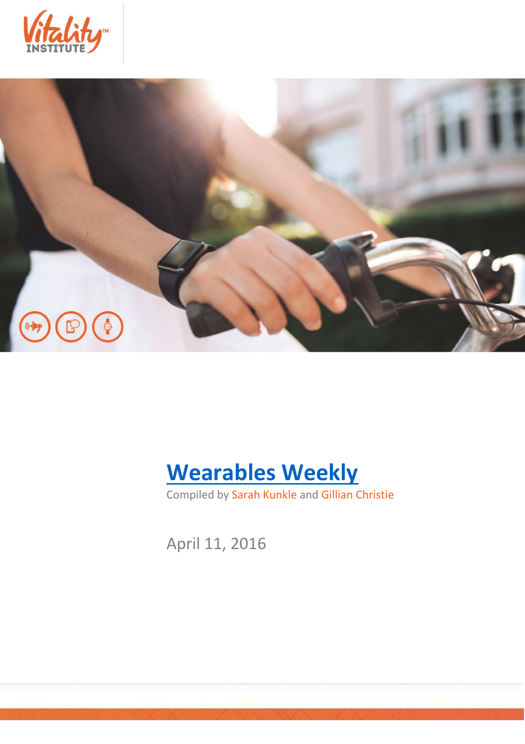# Wearables Weekly

Compiled by Sarah Kunkle and Gillian Christie

April 11, 2016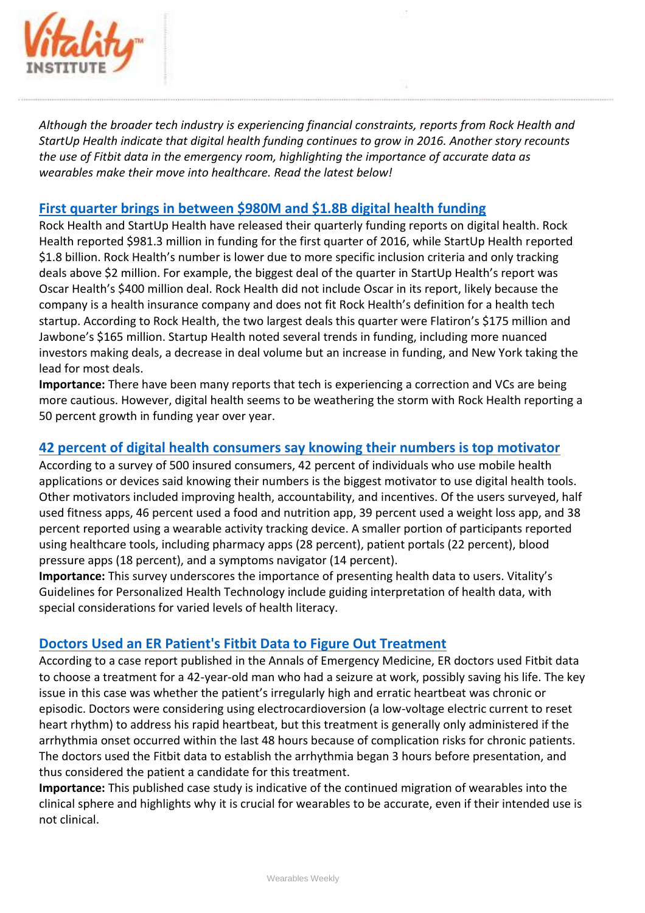*Although the broader tech industry is experiencing financial constraints, reports from Rock Health and StartUp Health indicate that digital health funding continues to grow in 2016. Another story recounts the use of Fitbit data in the emergency room, highlighting the importance of accurate data as wearables make their move into healthcare. Read the latest below!*

## First quarter brings in between $980M and $1.8B digital health funding

Rock Health and StartUp Health have released their quarterly funding reports on digital health. Rock Health reported $981.3 million in funding for the first quarter of 2016, while StartUp Health reported $1.8 billion. Rock Health's number is lower due to more specific inclusion criteria and only tracking deals above $2 million. For example, the biggest deal of the quarter in StartUp Health's report was Oscar Health's $400 million deal. Rock Health did not include Oscar in its report, likely because the company is a health insurance company and does not fit Rock Health's definition for a health tech startup. According to Rock Health, the two largest deals this quarter were Flatiron's $175 million and Jawbone's $165 million. Startup Health noted several trends in funding, including more nuanced investors making deals, a decrease in deal volume but an increase in funding, and New York taking the lead for most deals.

**Importance:** There have been many reports that tech is experiencing a correction and VCs are being more cautious. However, digital health seems to be weathering the storm with Rock Health reporting a 50 percent growth in funding year over year.

## 42 percent of digital health consumers say knowing their numbers is top motivator

According to a survey of 500 insured consumers, 42 percent of individuals who use mobile health applications or devices said knowing their numbers is the biggest motivator to use digital health tools. Other motivators included improving health, accountability, and incentives. Of the users surveyed, half used fitness apps, 46 percent used a food and nutrition app, 39 percent used a weight loss app, and 38 percent reported using a wearable activity tracking device. A smaller portion of participants reported using healthcare tools, including pharmacy apps (28 percent), patient portals (22 percent), blood pressure apps (18 percent), and a symptoms navigator (14 percent).

**Importance:** This survey underscores the importance of presenting health data to users. Vitality's Guidelines for Personalized Health Technology include guiding interpretation of health data, with special considerations for varied levels of health literacy.

## Doctors Used an ER Patient's Fitbit Data to Figure Out Treatment

According to a case report published in the Annals of Emergency Medicine, ER doctors used Fitbit data to choose a treatment for a 42-year-old man who had a seizure at work, possibly saving his life. The key issue in this case was whether the patient's irregularly high and erratic heartbeat was chronic or episodic. Doctors were considering using electrocardioversion (a low-voltage electric current to reset heart rhythm) to address his rapid heartbeat, but this treatment is generally only administered if the arrhythmia onset occurred within the last 48 hours because of complication risks for chronic patients. The doctors used the Fitbit data to establish the arrhythmia began 3 hours before presentation, and thus considered the patient a candidate for this treatment.

**Importance:** This published case study is indicative of the continued migration of wearables into the clinical sphere and highlights why it is crucial for wearables to be accurate, even if their intended use is not clinical.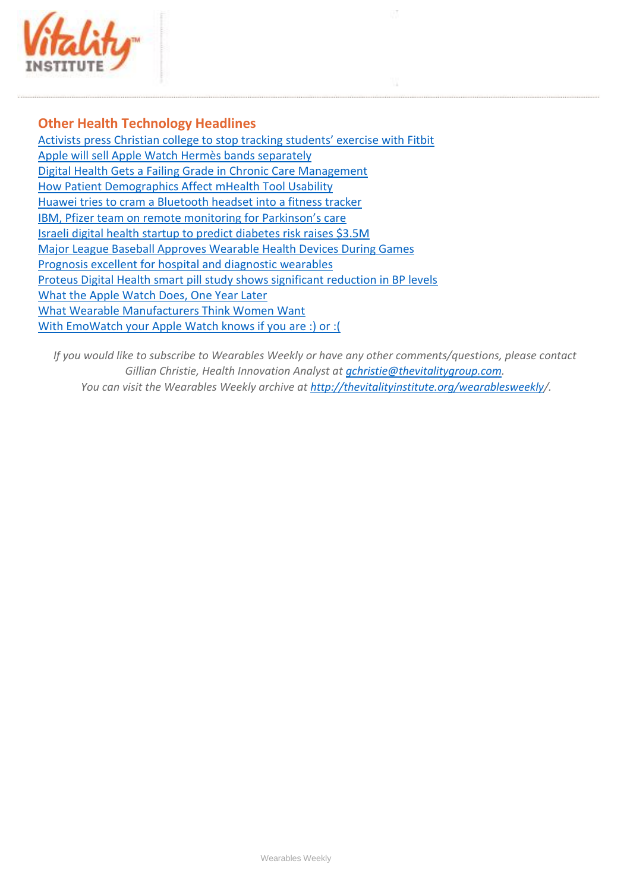## Other Health Technology Headlines

- Activists press Christian college to stop tracking students' exercise with Fitbit
- Apple will sell Apple Watch Hermès bands separately
- Digital Health Gets a Failing Grade in Chronic Care Management
- How Patient Demographics Affect mHealth Tool Usability
- Huawei tries to cram a Bluetooth headset into a fitness tracker
- IBM, Pfizer team on remote monitoring for Parkinson's care
- Israeli digital health startup to predict diabetes risk raises $3.5M
- Major League Baseball Approves Wearable Health Devices During Games
- Prognosis excellent for hospital and diagnostic wearables
- Proteus Digital Health smart pill study shows significant reduction in BP levels
- What the Apple Watch Does, One Year Later
- What Wearable Manufacturers Think Women Want
- With EmoWatch your Apple Watch knows if you are :) or :(

*If you would like to subscribe to Wearables Weekly or have any other comments/questions, please contact Gillian Christie, Health Innovation Analyst at gchristie@thevitalitygroup.com.*
*You can visit the Wearables Weekly archive at http://thevitalityinstitute.org/wearablesweekly/.*